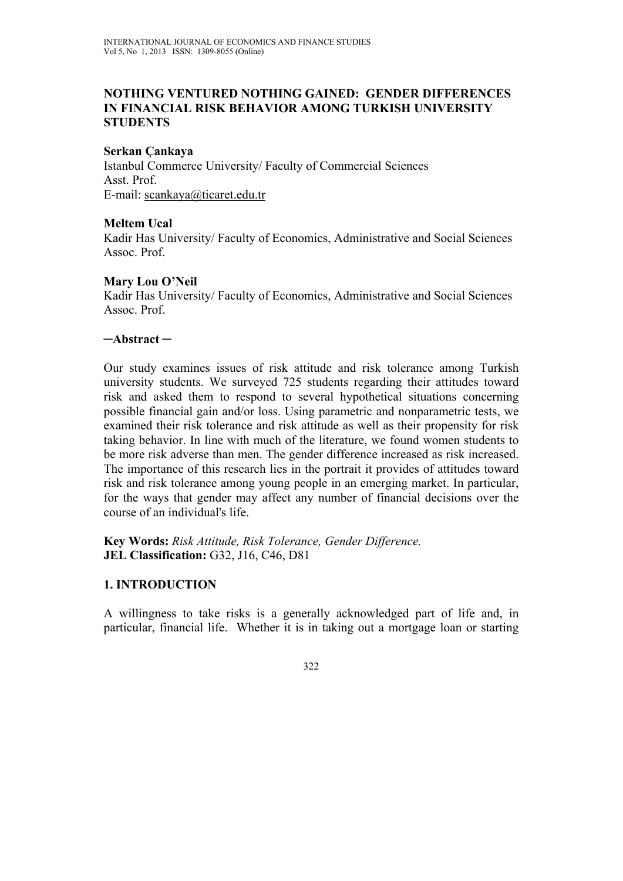# NOTHING VENTURED NOTHING GAINED: GENDER DIFFERENCES IN FINANCIAL RISK BEHAVIOR AMONG TURKISH UNIVERSITY STUDENTS

**Serkan Çankaya**
Istanbul Commerce University/ Faculty of Commercial Sciences
Asst. Prof.
E-mail: scankaya@ticaret.edu.tr

**Meltem Ucal**
Kadir Has University/ Faculty of Economics, Administrative and Social Sciences
Assoc. Prof.

**Mary Lou O'Neil**
Kadir Has University/ Faculty of Economics, Administrative and Social Sciences
Assoc. Prof.

**─Abstract ─**

Our study examines issues of risk attitude and risk tolerance among Turkish university students. We surveyed 725 students regarding their attitudes toward risk and asked them to respond to several hypothetical situations concerning possible financial gain and/or loss. Using parametric and nonparametric tests, we examined their risk tolerance and risk attitude as well as their propensity for risk taking behavior. In line with much of the literature, we found women students to be more risk adverse than men. The gender difference increased as risk increased. The importance of this research lies in the portrait it provides of attitudes toward risk and risk tolerance among young people in an emerging market. In particular, for the ways that gender may affect any number of financial decisions over the course of an individual's life.

**Key Words:** *Risk Attitude, Risk Tolerance, Gender Difference.*
**JEL Classification:** G32, J16, C46, D81

## 1. INTRODUCTION

A willingness to take risks is a generally acknowledged part of life and, in particular, financial life. Whether it is in taking out a mortgage loan or starting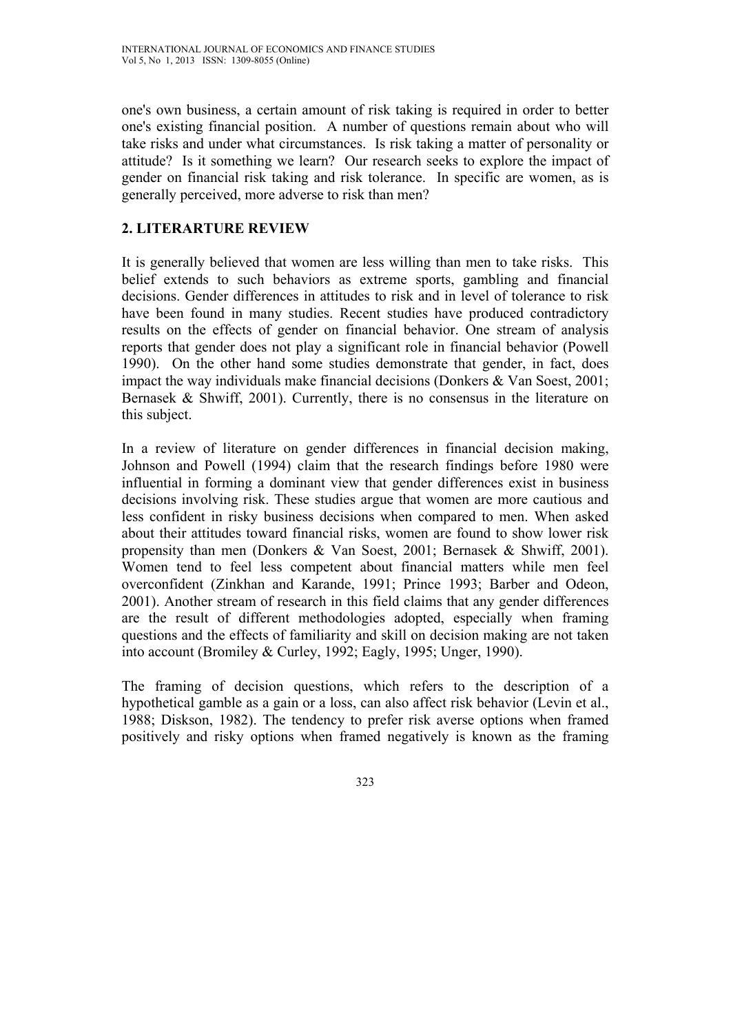one's own business, a certain amount of risk taking is required in order to better one's existing financial position. A number of questions remain about who will take risks and under what circumstances. Is risk taking a matter of personality or attitude? Is it something we learn? Our research seeks to explore the impact of gender on financial risk taking and risk tolerance. In specific are women, as is generally perceived, more adverse to risk than men?

## 2. LITERARTURE REVIEW

It is generally believed that women are less willing than men to take risks. This belief extends to such behaviors as extreme sports, gambling and financial decisions. Gender differences in attitudes to risk and in level of tolerance to risk have been found in many studies. Recent studies have produced contradictory results on the effects of gender on financial behavior. One stream of analysis reports that gender does not play a significant role in financial behavior (Powell 1990). On the other hand some studies demonstrate that gender, in fact, does impact the way individuals make financial decisions (Donkers & Van Soest, 2001; Bernasek & Shwiff, 2001). Currently, there is no consensus in the literature on this subject.

In a review of literature on gender differences in financial decision making, Johnson and Powell (1994) claim that the research findings before 1980 were influential in forming a dominant view that gender differences exist in business decisions involving risk. These studies argue that women are more cautious and less confident in risky business decisions when compared to men. When asked about their attitudes toward financial risks, women are found to show lower risk propensity than men (Donkers & Van Soest, 2001; Bernasek & Shwiff, 2001). Women tend to feel less competent about financial matters while men feel overconfident (Zinkhan and Karande, 1991; Prince 1993; Barber and Odeon, 2001). Another stream of research in this field claims that any gender differences are the result of different methodologies adopted, especially when framing questions and the effects of familiarity and skill on decision making are not taken into account (Bromiley & Curley, 1992; Eagly, 1995; Unger, 1990).

The framing of decision questions, which refers to the description of a hypothetical gamble as a gain or a loss, can also affect risk behavior (Levin et al., 1988; Diskson, 1982). The tendency to prefer risk averse options when framed positively and risky options when framed negatively is known as the framing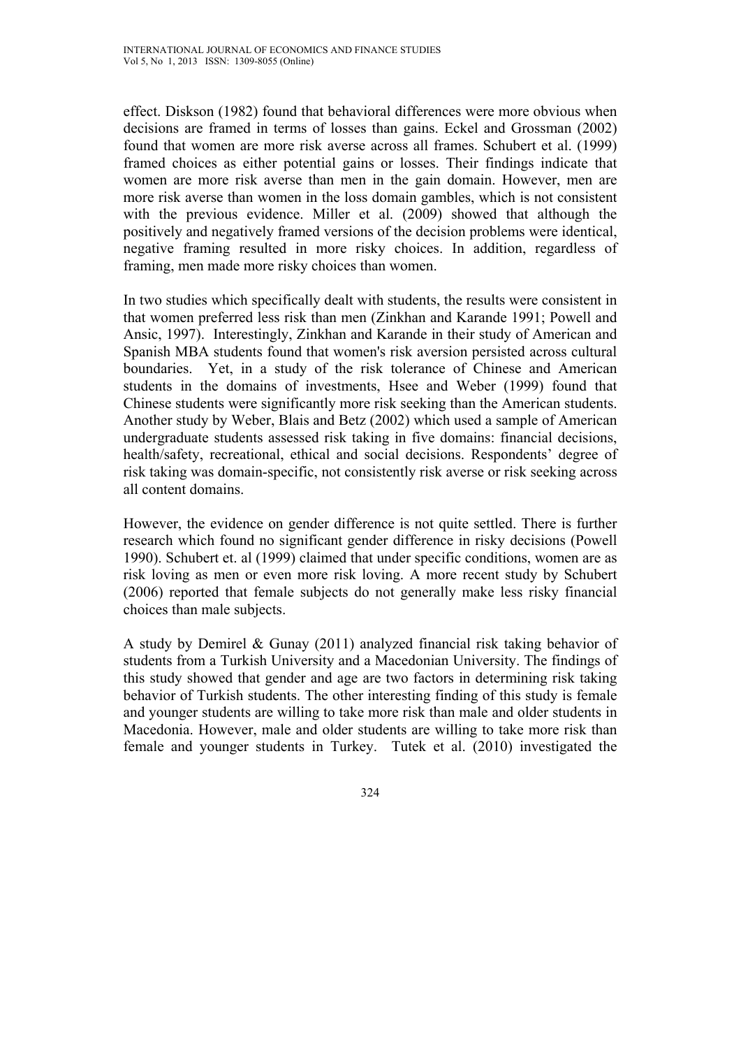effect. Diskson (1982) found that behavioral differences were more obvious when decisions are framed in terms of losses than gains. Eckel and Grossman (2002) found that women are more risk averse across all frames. Schubert et al. (1999) framed choices as either potential gains or losses. Their findings indicate that women are more risk averse than men in the gain domain. However, men are more risk averse than women in the loss domain gambles, which is not consistent with the previous evidence. Miller et al. (2009) showed that although the positively and negatively framed versions of the decision problems were identical, negative framing resulted in more risky choices. In addition, regardless of framing, men made more risky choices than women.

In two studies which specifically dealt with students, the results were consistent in that women preferred less risk than men (Zinkhan and Karande 1991; Powell and Ansic, 1997). Interestingly, Zinkhan and Karande in their study of American and Spanish MBA students found that women's risk aversion persisted across cultural boundaries. Yet, in a study of the risk tolerance of Chinese and American students in the domains of investments, Hsee and Weber (1999) found that Chinese students were significantly more risk seeking than the American students. Another study by Weber, Blais and Betz (2002) which used a sample of American undergraduate students assessed risk taking in five domains: financial decisions, health/safety, recreational, ethical and social decisions. Respondents' degree of risk taking was domain-specific, not consistently risk averse or risk seeking across all content domains.

However, the evidence on gender difference is not quite settled. There is further research which found no significant gender difference in risky decisions (Powell 1990). Schubert et. al (1999) claimed that under specific conditions, women are as risk loving as men or even more risk loving. A more recent study by Schubert (2006) reported that female subjects do not generally make less risky financial choices than male subjects.

A study by Demirel & Gunay (2011) analyzed financial risk taking behavior of students from a Turkish University and a Macedonian University. The findings of this study showed that gender and age are two factors in determining risk taking behavior of Turkish students. The other interesting finding of this study is female and younger students are willing to take more risk than male and older students in Macedonia. However, male and older students are willing to take more risk than female and younger students in Turkey. Tutek et al. (2010) investigated the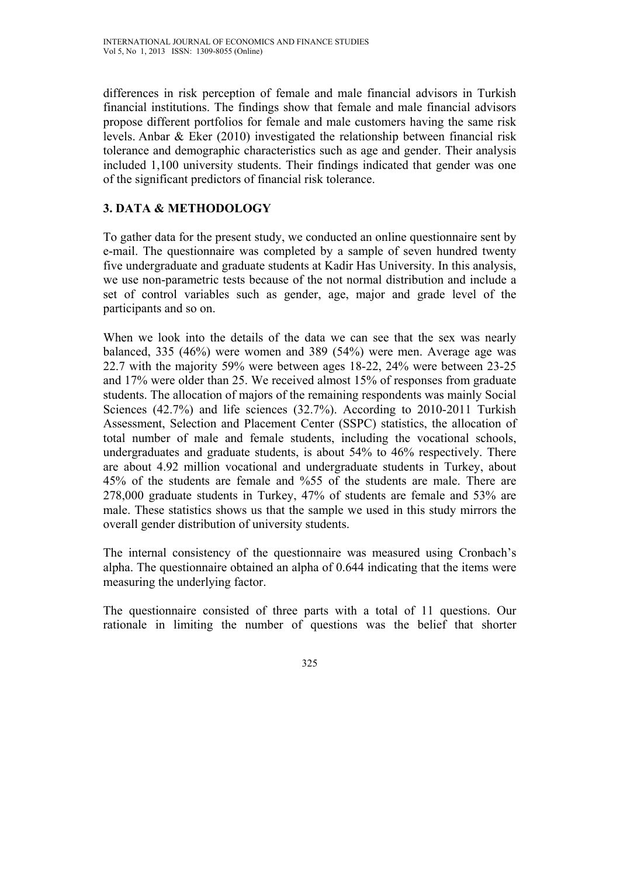differences in risk perception of female and male financial advisors in Turkish financial institutions. The findings show that female and male financial advisors propose different portfolios for female and male customers having the same risk levels. Anbar & Eker (2010) investigated the relationship between financial risk tolerance and demographic characteristics such as age and gender. Their analysis included 1,100 university students. Their findings indicated that gender was one of the significant predictors of financial risk tolerance.

## 3. DATA & METHODOLOGY

To gather data for the present study, we conducted an online questionnaire sent by e-mail. The questionnaire was completed by a sample of seven hundred twenty five undergraduate and graduate students at Kadir Has University. In this analysis, we use non-parametric tests because of the not normal distribution and include a set of control variables such as gender, age, major and grade level of the participants and so on.

When we look into the details of the data we can see that the sex was nearly balanced, 335 (46%) were women and 389 (54%) were men. Average age was 22.7 with the majority 59% were between ages 18-22, 24% were between 23-25 and 17% were older than 25. We received almost 15% of responses from graduate students. The allocation of majors of the remaining respondents was mainly Social Sciences (42.7%) and life sciences (32.7%). According to 2010-2011 Turkish Assessment, Selection and Placement Center (SSPC) statistics, the allocation of total number of male and female students, including the vocational schools, undergraduates and graduate students, is about 54% to 46% respectively. There are about 4.92 million vocational and undergraduate students in Turkey, about 45% of the students are female and %55 of the students are male. There are 278,000 graduate students in Turkey, 47% of students are female and 53% are male. These statistics shows us that the sample we used in this study mirrors the overall gender distribution of university students.

The internal consistency of the questionnaire was measured using Cronbach's alpha. The questionnaire obtained an alpha of 0.644 indicating that the items were measuring the underlying factor.

The questionnaire consisted of three parts with a total of 11 questions. Our rationale in limiting the number of questions was the belief that shorter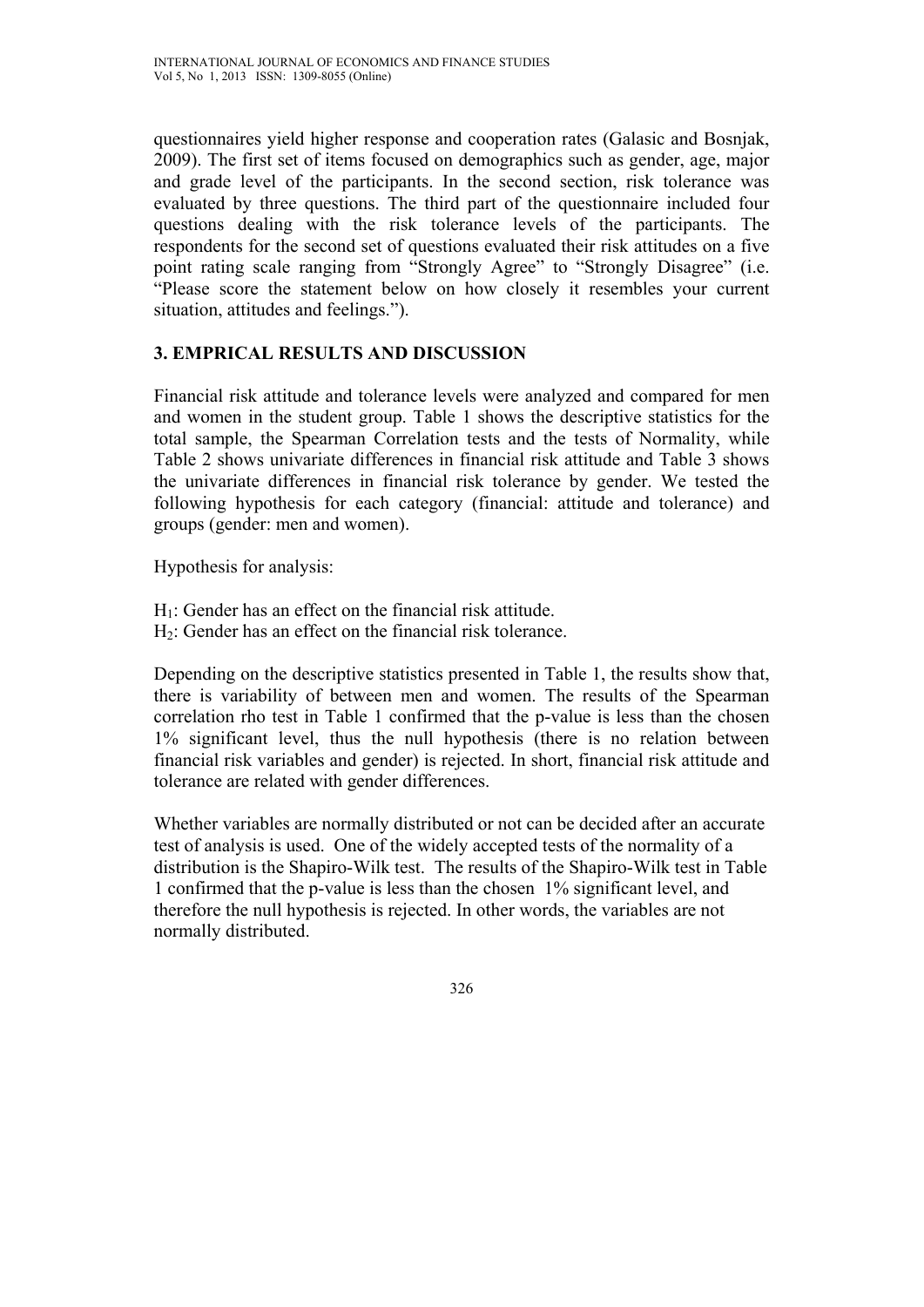questionnaires yield higher response and cooperation rates (Galasic and Bosnjak, 2009). The first set of items focused on demographics such as gender, age, major and grade level of the participants. In the second section, risk tolerance was evaluated by three questions. The third part of the questionnaire included four questions dealing with the risk tolerance levels of the participants. The respondents for the second set of questions evaluated their risk attitudes on a five point rating scale ranging from "Strongly Agree" to "Strongly Disagree" (i.e. "Please score the statement below on how closely it resembles your current situation, attitudes and feelings.").

## 3. EMPRICAL RESULTS AND DISCUSSION

Financial risk attitude and tolerance levels were analyzed and compared for men and women in the student group. Table 1 shows the descriptive statistics for the total sample, the Spearman Correlation tests and the tests of Normality, while Table 2 shows univariate differences in financial risk attitude and Table 3 shows the univariate differences in financial risk tolerance by gender. We tested the following hypothesis for each category (financial: attitude and tolerance) and groups (gender: men and women).

Hypothesis for analysis:

$H_1$: Gender has an effect on the financial risk attitude.
$H_2$: Gender has an effect on the financial risk tolerance.

Depending on the descriptive statistics presented in Table 1, the results show that, there is variability of between men and women. The results of the Spearman correlation rho test in Table 1 confirmed that the p-value is less than the chosen 1% significant level, thus the null hypothesis (there is no relation between financial risk variables and gender) is rejected. In short, financial risk attitude and tolerance are related with gender differences.

Whether variables are normally distributed or not can be decided after an accurate test of analysis is used. One of the widely accepted tests of the normality of a distribution is the Shapiro-Wilk test. The results of the Shapiro-Wilk test in Table 1 confirmed that the p-value is less than the chosen 1% significant level, and therefore the null hypothesis is rejected. In other words, the variables are not normally distributed.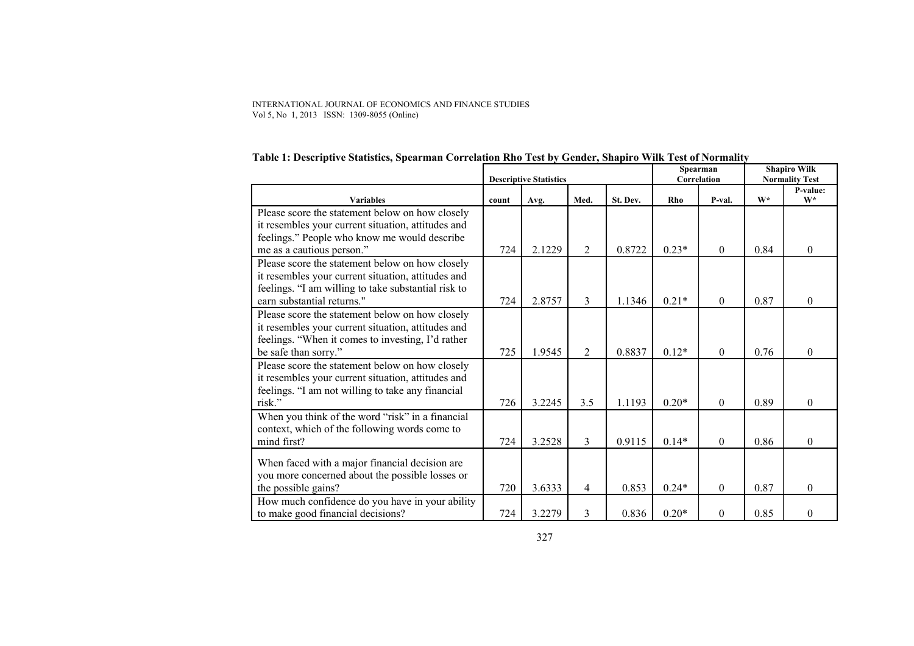**Table 1: Descriptive Statistics, Spearman Correlation Rho Test by Gender, Shapiro Wilk Test of Normality**

| | Descriptive Statistics | | | | Spearman Correlation | | Shapiro Wilk Normality Test | |
|---|---|---|---|---|---|---|---|---|
| **Variables** | **count** | **Avg.** | **Med.** | **St. Dev.** | **Rho** | **P-val.** | **W*** | **P-value: W*** |
| Please score the statement below on how closely it resembles your current situation, attitudes and feelings." People who know me would describe me as a cautious person." | 724 | 2.1229 | 2 | 0.8722 | 0.23* | 0 | 0.84 | 0 |
| Please score the statement below on how closely it resembles your current situation, attitudes and feelings. "I am willing to take substantial risk to earn substantial returns." | 724 | 2.8757 | 3 | 1.1346 | 0.21* | 0 | 0.87 | 0 |
| Please score the statement below on how closely it resembles your current situation, attitudes and feelings. "When it comes to investing, I'd rather be safe than sorry." | 725 | 1.9545 | 2 | 0.8837 | 0.12* | 0 | 0.76 | 0 |
| Please score the statement below on how closely it resembles your current situation, attitudes and feelings. "I am not willing to take any financial risk." | 726 | 3.2245 | 3.5 | 1.1193 | 0.20* | 0 | 0.89 | 0 |
| When you think of the word "risk" in a financial context, which of the following words come to mind first? | 724 | 3.2528 | 3 | 0.9115 | 0.14* | 0 | 0.86 | 0 |
| When faced with a major financial decision are you more concerned about the possible losses or the possible gains? | 720 | 3.6333 | 4 | 0.853 | 0.24* | 0 | 0.87 | 0 |
| How much confidence do you have in your ability to make good financial decisions? | 724 | 3.2279 | 3 | 0.836 | 0.20* | 0 | 0.85 | 0 |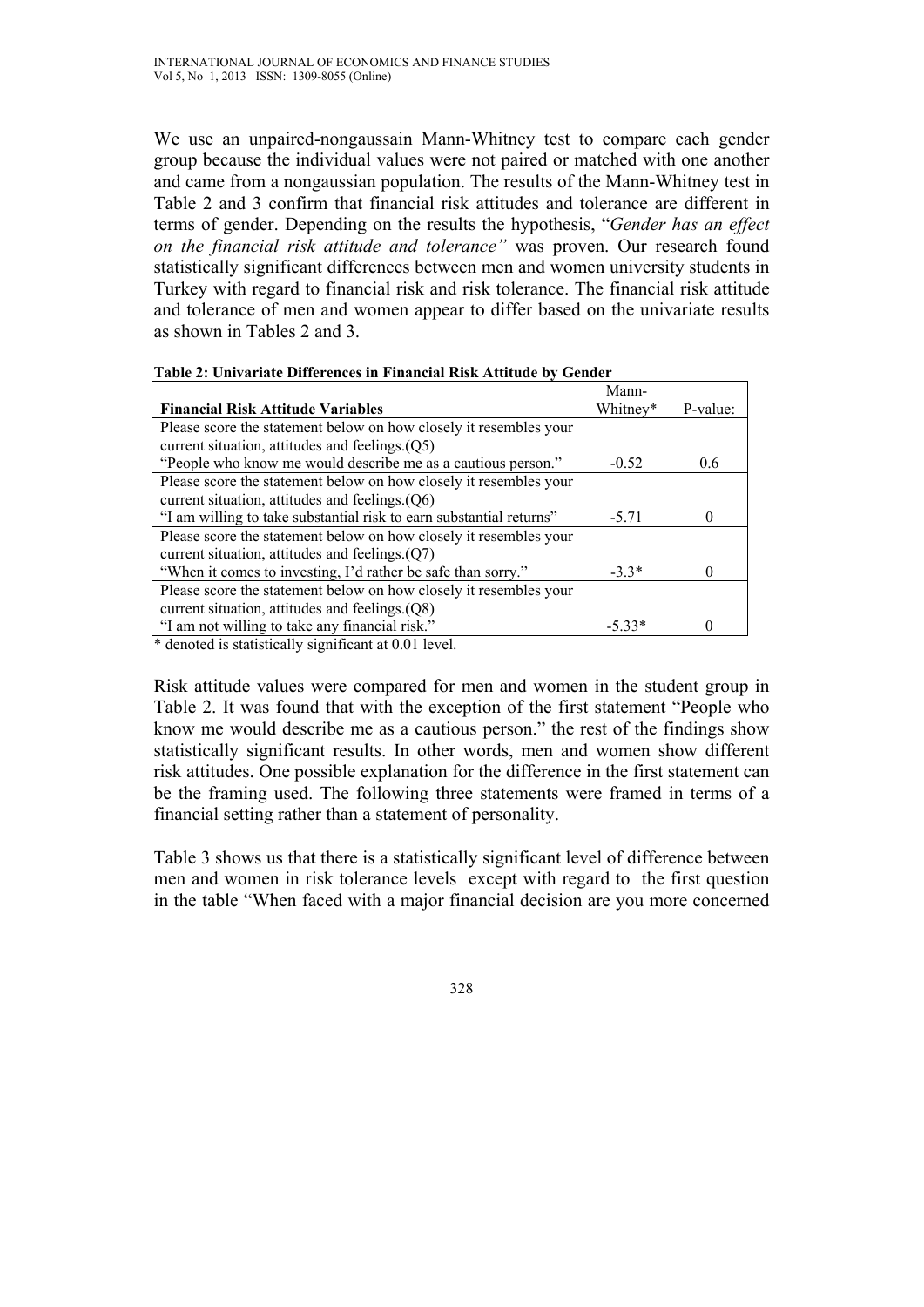We use an unpaired-nongaussain Mann-Whitney test to compare each gender group because the individual values were not paired or matched with one another and came from a nongaussian population. The results of the Mann-Whitney test in Table 2 and 3 confirm that financial risk attitudes and tolerance are different in terms of gender. Depending on the results the hypothesis, "*Gender has an effect on the financial risk attitude and tolerance"* was proven. Our research found statistically significant differences between men and women university students in Turkey with regard to financial risk and risk tolerance. The financial risk attitude and tolerance of men and women appear to differ based on the univariate results as shown in Tables 2 and 3.

**Table 2: Univariate Differences in Financial Risk Attitude by Gender**

| **Financial Risk Attitude Variables** | Mann-Whitney* | P-value: |
|---|---|---|
| Please score the statement below on how closely it resembles your current situation, attitudes and feelings.(Q5) "People who know me would describe me as a cautious person." | -0.52 | 0.6 |
| Please score the statement below on how closely it resembles your current situation, attitudes and feelings.(Q6) "I am willing to take substantial risk to earn substantial returns" | -5.71 | 0 |
| Please score the statement below on how closely it resembles your current situation, attitudes and feelings.(Q7) "When it comes to investing, I'd rather be safe than sorry." | -3.3* | 0 |
| Please score the statement below on how closely it resembles your current situation, attitudes and feelings.(Q8) "I am not willing to take any financial risk." | -5.33* | 0 |

\* denoted is statistically significant at 0.01 level.

Risk attitude values were compared for men and women in the student group in Table 2. It was found that with the exception of the first statement "People who know me would describe me as a cautious person." the rest of the findings show statistically significant results. In other words, men and women show different risk attitudes. One possible explanation for the difference in the first statement can be the framing used. The following three statements were framed in terms of a financial setting rather than a statement of personality.

Table 3 shows us that there is a statistically significant level of difference between men and women in risk tolerance levels except with regard to the first question in the table "When faced with a major financial decision are you more concerned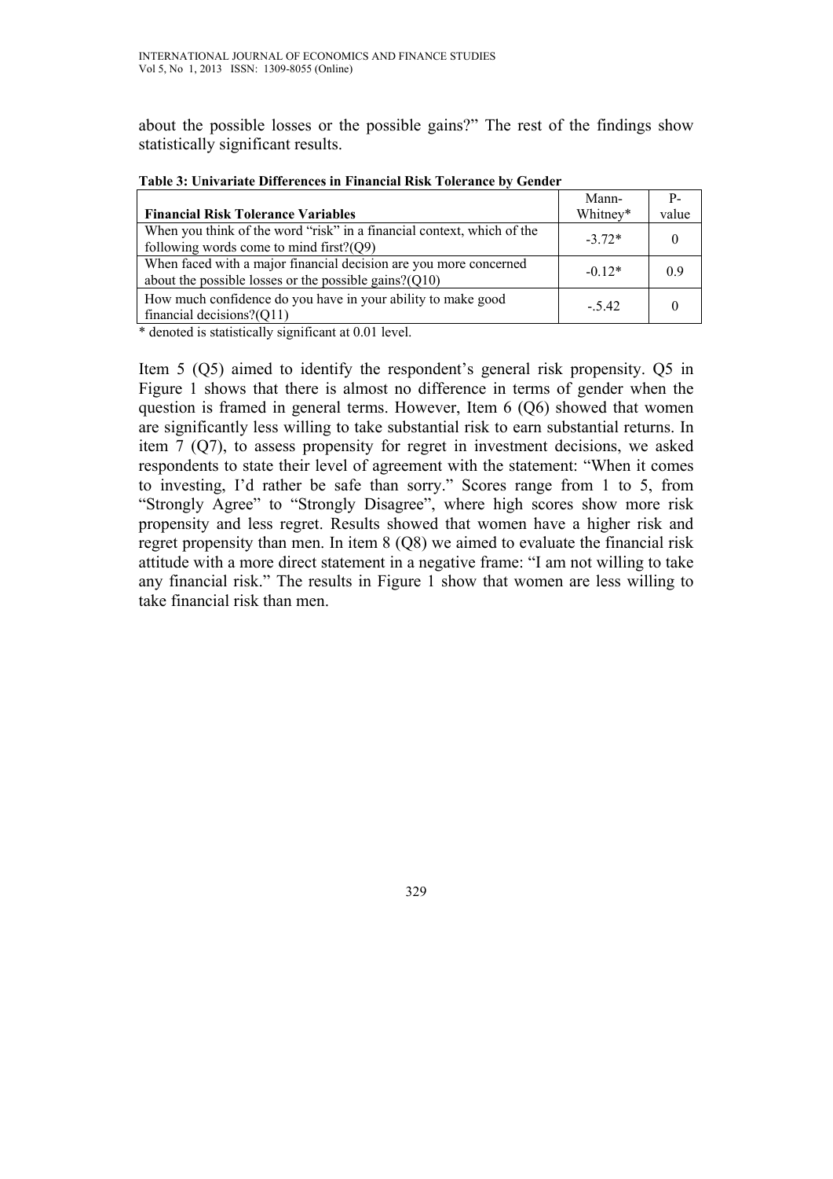about the possible losses or the possible gains?" The rest of the findings show statistically significant results.

**Table 3: Univariate Differences in Financial Risk Tolerance by Gender**

| Financial Risk Tolerance Variables | Mann-Whitney* | P-value |
|---|---|---|
| When you think of the word "risk" in a financial context, which of the following words come to mind first?(Q9) | -3.72* | 0 |
| When faced with a major financial decision are you more concerned about the possible losses or the possible gains?(Q10) | -0.12* | 0.9 |
| How much confidence do you have in your ability to make good financial decisions?(Q11) | -.5.42 | 0 |

\* denoted is statistically significant at 0.01 level.

Item 5 (Q5) aimed to identify the respondent's general risk propensity. Q5 in Figure 1 shows that there is almost no difference in terms of gender when the question is framed in general terms. However, Item 6 (Q6) showed that women are significantly less willing to take substantial risk to earn substantial returns. In item 7 (Q7), to assess propensity for regret in investment decisions, we asked respondents to state their level of agreement with the statement: "When it comes to investing, I'd rather be safe than sorry." Scores range from 1 to 5, from "Strongly Agree" to "Strongly Disagree", where high scores show more risk propensity and less regret. Results showed that women have a higher risk and regret propensity than men. In item 8 (Q8) we aimed to evaluate the financial risk attitude with a more direct statement in a negative frame: "I am not willing to take any financial risk." The results in Figure 1 show that women are less willing to take financial risk than men.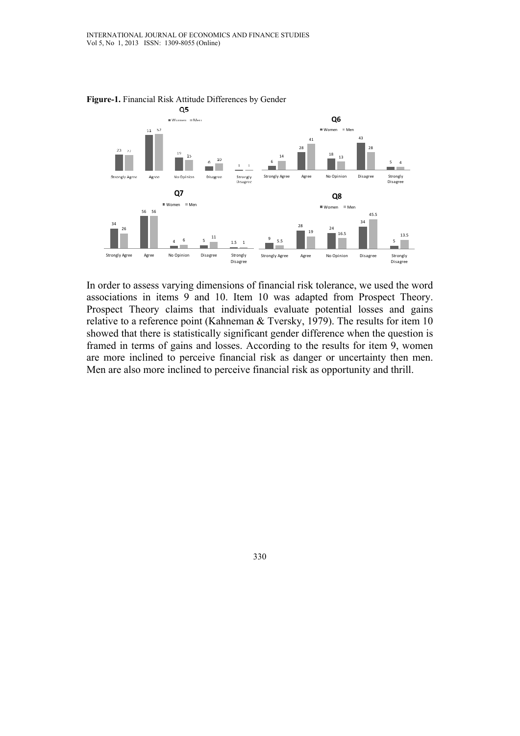**Figure-1.** Financial Risk Attitude Differences by Gender

**Q5**

| | Strongly Agree | Agree | No Opinion | Disagree | Strongly Disagree |
|---|---|---|---|---|---|
| Women | 23 | 51 | 19 | 6 | 1 |
| Men | 22 | 52 | 15 | 10 | 1 |

**Q6**

| | Strongly Agree | Agree | No Opinion | Disagree | Strongly Disagree |
|---|---|---|---|---|---|
| Women | 6 | 28 | 18 | 43 | 5 |
| Men | 14 | 41 | 13 | 28 | 4 |

**Q7**

| | Strongly Agree | Agree | No Opinion | Disagree | Strongly Disagree |
|---|---|---|---|---|---|
| Women | 34 | 56 | 4 | 5 | 1.5 |
| Men | 26 | 56 | 6 | 11 | 1 |

**Q8**

| | Strongly Agree | Agree | No Opinion | Disagree | Strongly Disagree |
|---|---|---|---|---|---|
| Women | 9 | 28 | 24 | 34 | 5 |
| Men | 5.5 | 19 | 16.5 | 45.5 | 13.5 |

In order to assess varying dimensions of financial risk tolerance, we used the word associations in items 9 and 10. Item 10 was adapted from Prospect Theory. Prospect Theory claims that individuals evaluate potential losses and gains relative to a reference point (Kahneman & Tversky, 1979). The results for item 10 showed that there is statistically significant gender difference when the question is framed in terms of gains and losses. According to the results for item 9, women are more inclined to perceive financial risk as danger or uncertainty then men. Men are also more inclined to perceive financial risk as opportunity and thrill.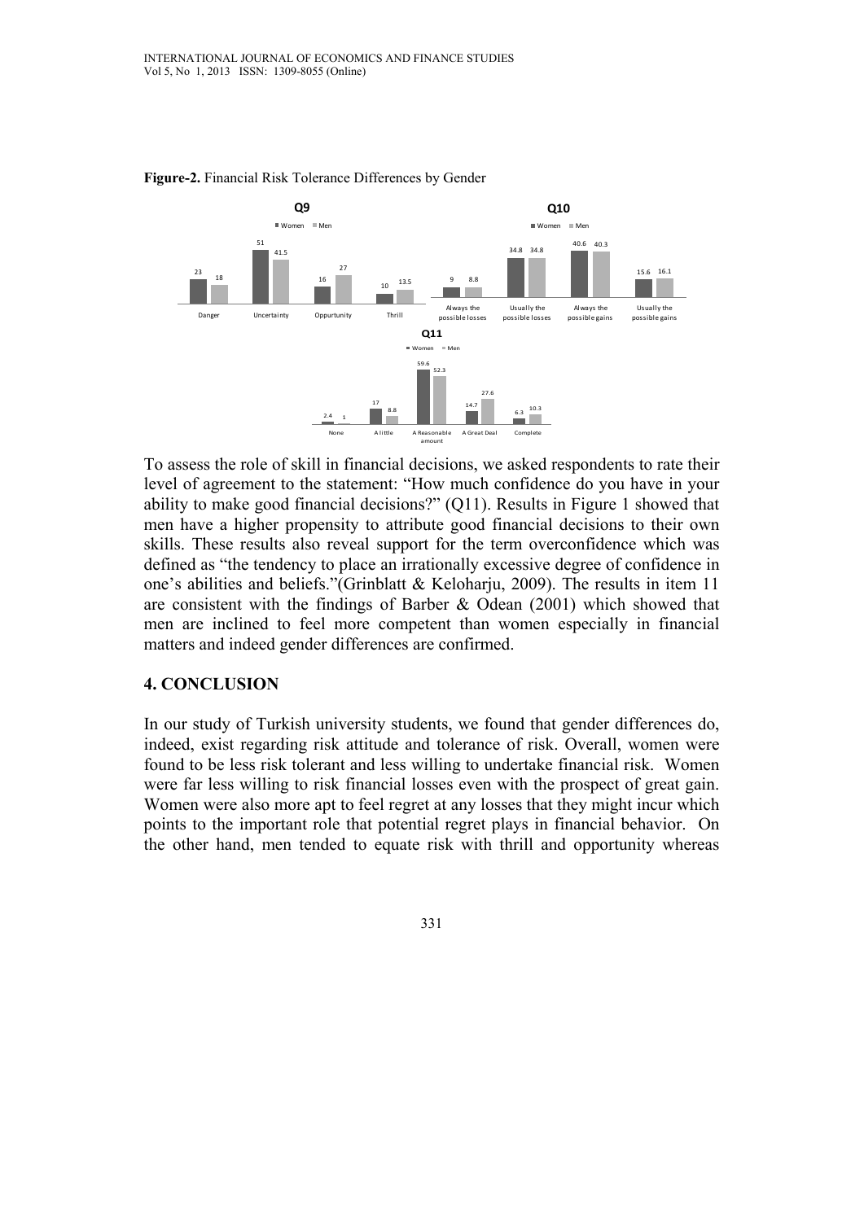**Figure-2.** Financial Risk Tolerance Differences by Gender

To assess the role of skill in financial decisions, we asked respondents to rate their level of agreement to the statement: "How much confidence do you have in your ability to make good financial decisions?" (Q11). Results in Figure 1 showed that men have a higher propensity to attribute good financial decisions to their own skills. These results also reveal support for the term overconfidence which was defined as "the tendency to place an irrationally excessive degree of confidence in one's abilities and beliefs."(Grinblatt & Keloharju, 2009). The results in item 11 are consistent with the findings of Barber & Odean (2001) which showed that men are inclined to feel more competent than women especially in financial matters and indeed gender differences are confirmed.

## 4. CONCLUSION

In our study of Turkish university students, we found that gender differences do, indeed, exist regarding risk attitude and tolerance of risk. Overall, women were found to be less risk tolerant and less willing to undertake financial risk. Women were far less willing to risk financial losses even with the prospect of great gain. Women were also more apt to feel regret at any losses that they might incur which points to the important role that potential regret plays in financial behavior. On the other hand, men tended to equate risk with thrill and opportunity whereas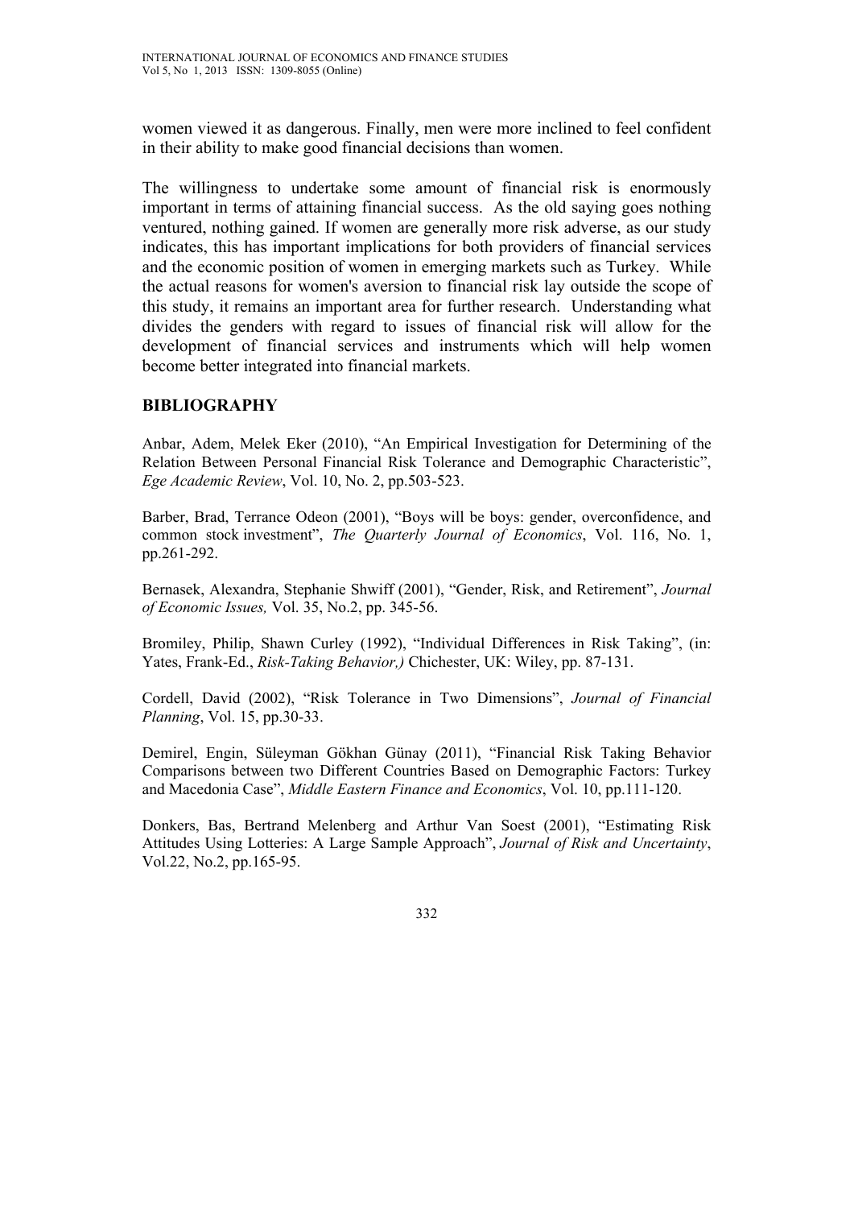women viewed it as dangerous. Finally, men were more inclined to feel confident in their ability to make good financial decisions than women.

The willingness to undertake some amount of financial risk is enormously important in terms of attaining financial success. As the old saying goes nothing ventured, nothing gained. If women are generally more risk adverse, as our study indicates, this has important implications for both providers of financial services and the economic position of women in emerging markets such as Turkey. While the actual reasons for women's aversion to financial risk lay outside the scope of this study, it remains an important area for further research. Understanding what divides the genders with regard to issues of financial risk will allow for the development of financial services and instruments which will help women become better integrated into financial markets.

## BIBLIOGRAPHY

Anbar, Adem, Melek Eker (2010), "An Empirical Investigation for Determining of the Relation Between Personal Financial Risk Tolerance and Demographic Characteristic", *Ege Academic Review*, Vol. 10, No. 2, pp.503-523.

Barber, Brad, Terrance Odeon (2001), "Boys will be boys: gender, overconfidence, and common stock investment", *The Quarterly Journal of Economics*, Vol. 116, No. 1, pp.261-292.

Bernasek, Alexandra, Stephanie Shwiff (2001), "Gender, Risk, and Retirement", *Journal of Economic Issues,* Vol. 35, No.2, pp. 345-56.

Bromiley, Philip, Shawn Curley (1992), "Individual Differences in Risk Taking", (in: Yates, Frank-Ed., *Risk-Taking Behavior,)* Chichester, UK: Wiley, pp. 87-131.

Cordell, David (2002), "Risk Tolerance in Two Dimensions", *Journal of Financial Planning*, Vol. 15, pp.30-33.

Demirel, Engin, Süleyman Gökhan Günay (2011), "Financial Risk Taking Behavior Comparisons between two Different Countries Based on Demographic Factors: Turkey and Macedonia Case", *Middle Eastern Finance and Economics*, Vol. 10, pp.111-120.

Donkers, Bas, Bertrand Melenberg and Arthur Van Soest (2001), "Estimating Risk Attitudes Using Lotteries: A Large Sample Approach", *Journal of Risk and Uncertainty*, Vol.22, No.2, pp.165-95.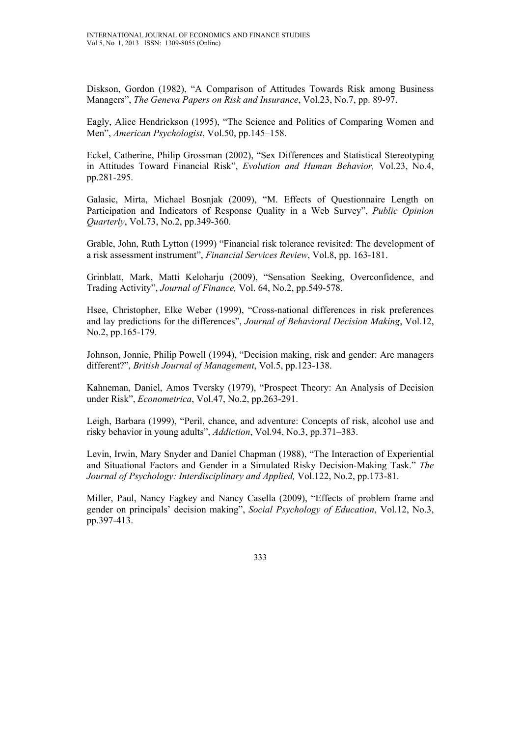Diskson, Gordon (1982), “A Comparison of Attitudes Towards Risk among Business Managers”, *The Geneva Papers on Risk and Insurance*, Vol.23, No.7, pp. 89-97.

Eagly, Alice Hendrickson (1995), “The Science and Politics of Comparing Women and Men”, *American Psychologist*, Vol.50, pp.145–158.

Eckel, Catherine, Philip Grossman (2002), “Sex Differences and Statistical Stereotyping in Attitudes Toward Financial Risk”, *Evolution and Human Behavior,* Vol.23, No.4, pp.281-295.

Galasic, Mirta, Michael Bosnjak (2009), “M. Effects of Questionnaire Length on Participation and Indicators of Response Quality in a Web Survey”, *Public Opinion Quarterly*, Vol.73, No.2, pp.349-360.

Grable, John, Ruth Lytton (1999) “Financial risk tolerance revisited: The development of a risk assessment instrument”, *Financial Services Review*, Vol.8, pp. 163-181.

Grinblatt, Mark, Matti Keloharju (2009), “Sensation Seeking, Overconfidence, and Trading Activity”, *Journal of Finance,* Vol. 64, No.2, pp.549-578.

Hsee, Christopher, Elke Weber (1999), “Cross-national differences in risk preferences and lay predictions for the differences”, *Journal of Behavioral Decision Making*, Vol.12, No.2, pp.165-179.

Johnson, Jonnie, Philip Powell (1994), “Decision making, risk and gender: Are managers different?”, *British Journal of Management*, Vol.5, pp.123-138.

Kahneman, Daniel, Amos Tversky (1979), “Prospect Theory: An Analysis of Decision under Risk”, *Econometrica*, Vol.47, No.2, pp.263-291.

Leigh, Barbara (1999), “Peril, chance, and adventure: Concepts of risk, alcohol use and risky behavior in young adults”, *Addiction*, Vol.94, No.3, pp.371–383.

Levin, Irwin, Mary Snyder and Daniel Chapman (1988), “The Interaction of Experiential and Situational Factors and Gender in a Simulated Risky Decision-Making Task.” *The Journal of Psychology: Interdisciplinary and Applied,* Vol.122, No.2, pp.173-81.

Miller, Paul, Nancy Fagkey and Nancy Casella (2009), “Effects of problem frame and gender on principals’ decision making”, *Social Psychology of Education*, Vol.12, No.3, pp.397-413.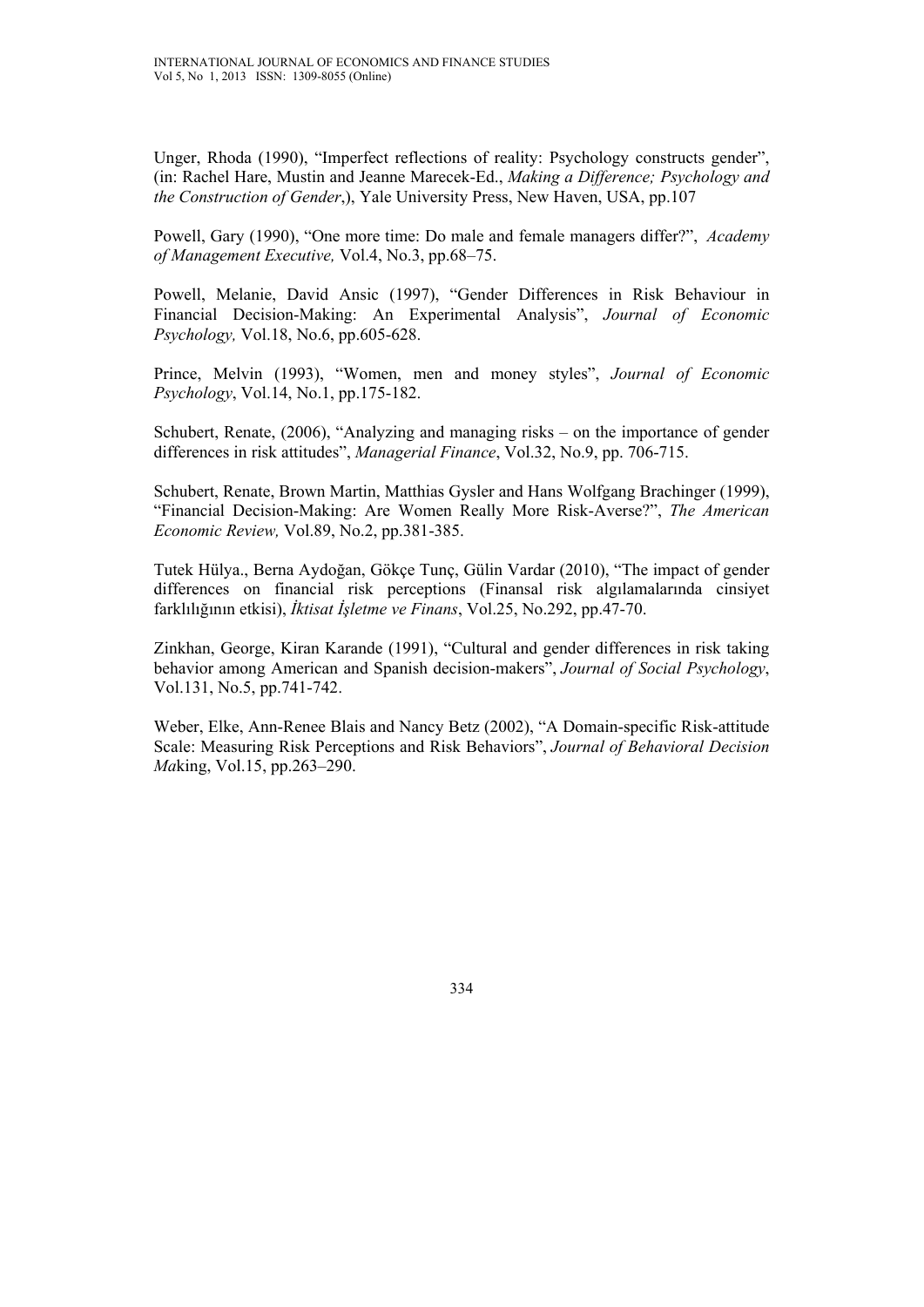Unger, Rhoda (1990), "Imperfect reflections of reality: Psychology constructs gender", (in: Rachel Hare, Mustin and Jeanne Marecek-Ed., *Making a Difference; Psychology and the Construction of Gender*,), Yale University Press, New Haven, USA, pp.107

Powell, Gary (1990), "One more time: Do male and female managers differ?", *Academy of Management Executive,* Vol.4, No.3, pp.68–75.

Powell, Melanie, David Ansic (1997), "Gender Differences in Risk Behaviour in Financial Decision-Making: An Experimental Analysis", *Journal of Economic Psychology,* Vol.18, No.6, pp.605-628.

Prince, Melvin (1993), "Women, men and money styles", *Journal of Economic Psychology*, Vol.14, No.1, pp.175-182.

Schubert, Renate, (2006), "Analyzing and managing risks – on the importance of gender differences in risk attitudes", *Managerial Finance*, Vol.32, No.9, pp. 706-715.

Schubert, Renate, Brown Martin, Matthias Gysler and Hans Wolfgang Brachinger (1999), "Financial Decision-Making: Are Women Really More Risk-Averse?", *The American Economic Review,* Vol.89, No.2, pp.381-385.

Tutek Hülya., Berna Aydoğan, Gökçe Tunç, Gülin Vardar (2010), "The impact of gender differences on financial risk perceptions (Finansal risk algılamalarında cinsiyet farklılığının etkisi), *İktisat İşletme ve Finans*, Vol.25, No.292, pp.47-70.

Zinkhan, George, Kiran Karande (1991), "Cultural and gender differences in risk taking behavior among American and Spanish decision-makers", *Journal of Social Psychology*, Vol.131, No.5, pp.741-742.

Weber, Elke, Ann-Renee Blais and Nancy Betz (2002), "A Domain-specific Risk-attitude Scale: Measuring Risk Perceptions and Risk Behaviors", *Journal of Behavioral Decision Ma*king, Vol.15, pp.263–290.